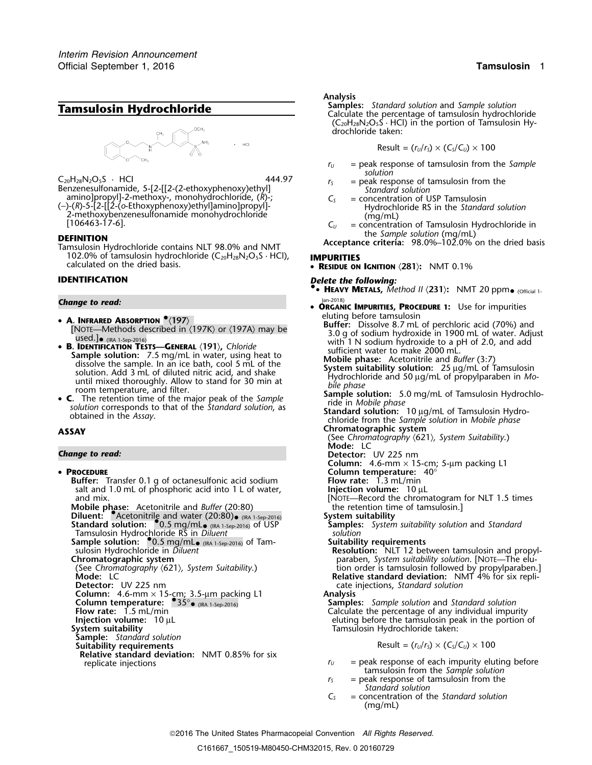# Tamsulosin Hydrochloride

$C_{20}H_{28}N_2O_5S \cdot HCl$ 444.97

Benzenesulfonamide, 5-[2-[[2-(2-ethoxyphenoxy)ethyl]amino]propyl]-2-methoxy-, monohydrochloride, (*R*)-;

(−)-(*R*)-5-[2-[[2-(*o*-Ethoxyphenoxy)ethyl]amino]propyl]-2-methoxybenzenesulfonamide monohydrochloride [106463-17-6].

## DEFINITION

Tamsulosin Hydrochloride contains NLT 98.0% and NMT 102.0% of tamsulosin hydrochloride ($C_{20}H_{28}N_2O_5S \cdot HCl$), calculated on the dried basis.

## IDENTIFICATION

***Change to read:***

- **A. Infrared Absorption** •〈197〉
  [Note—Methods described in 〈197K〉 or 〈197A〉 may be used.]• (IRA 1-Sep-2016)
- **B. Identification Tests—General 〈191〉,** *Chloride*
  **Sample solution:** 7.5 mg/mL in water, using heat to dissolve the sample. In an ice bath, cool 5 mL of the solution. Add 3 mL of diluted nitric acid, and shake until mixed thoroughly. Allow to stand for 30 min at room temperature, and filter.
- **C.** The retention time of the major peak of the *Sample solution* corresponds to that of the *Standard solution*, as obtained in the *Assay*.

## ASSAY

***Change to read:***

- **Procedure**
  **Buffer:** Transfer 0.1 g of octanesulfonic acid sodium salt and 1.0 mL of phosphoric acid into 1 L of water, and mix.
  **Mobile phase:** Acetonitrile and *Buffer* (20:80)
  **Diluent:** •Acetonitrile and water (20:80)• (IRA 1-Sep-2016)
  **Standard solution:** •0.5 mg/mL• (IRA 1-Sep-2016) of USP Tamsulosin Hydrochloride RS in *Diluent*
  **Sample solution:** •0.5 mg/mL• (IRA 1-Sep-2016) of Tamsulosin Hydrochloride in *Diluent*
  **Chromatographic system**
  (See *Chromatography* 〈621〉*, System Suitability.*)
  **Mode:** LC
  **Detector:** UV 225 nm
  **Column:** 4.6-mm × 15-cm; 3.5-µm packing L1
  **Column temperature:** •35°• (IRA 1-Sep-2016)
  **Flow rate:** 1.5 mL/min
  **Injection volume:** 10 µL
  **System suitability**
  **Sample:** *Standard solution*
  **Suitability requirements**
  **Relative standard deviation:** NMT 0.85% for six replicate injections
  **Analysis**
  **Samples:** *Standard solution* and *Sample solution*
  Calculate the percentage of tamsulosin hydrochloride ($C_{20}H_{28}N_2O_5S \cdot HCl$) in the portion of Tamsulosin Hydrochloride taken:

$$\text{Result} = (r_U/r_S) \times (C_S/C_U) \times 100$$

$r_U$ = peak response of tamsulosin from the *Sample solution*
$r_S$ = peak response of tamsulosin from the *Standard solution*
$C_S$ = concentration of USP Tamsulosin Hydrochloride RS in the *Standard solution* (mg/mL)
$C_U$ = concentration of Tamsulosin Hydrochloride in the *Sample solution* (mg/mL)

**Acceptance criteria:** 98.0%–102.0% on the dried basis

## IMPURITIES

- **Residue on Ignition 〈281〉:** NMT 0.1%

***Delete the following:***

•• **Heavy Metals,** *Method II* 〈231〉**:** NMT 20 ppm• (Official 1-Jan-2018)

- **Organic Impurities, Procedure 1:** Use for impurities eluting before tamsulosin
  **Buffer:** Dissolve 8.7 mL of perchloric acid (70%) and 3.0 g of sodium hydroxide in 1900 mL of water. Adjust with 1 N sodium hydroxide to a pH of 2.0, and add sufficient water to make 2000 mL.
  **Mobile phase:** Acetonitrile and *Buffer* (3:7)
  **System suitability solution:** 25 µg/mL of Tamsulosin Hydrochloride and 50 µg/mL of propylparaben in *Mobile phase*
  **Sample solution:** 5.0 mg/mL of Tamsulosin Hydrochloride in *Mobile phase*
  **Standard solution:** 10 µg/mL of Tamsulosin Hydrochloride from the *Sample solution* in *Mobile phase*
  **Chromatographic system**
  (See *Chromatography* 〈621〉*, System Suitability.*)
  **Mode:** LC
  **Detector:** UV 225 nm
  **Column:** 4.6-mm × 15-cm; 5-µm packing L1
  **Column temperature:** 40°
  **Flow rate:** 1.3 mL/min
  **Injection volume:** 10 µL
  [Note—Record the chromatogram for NLT 1.5 times the retention time of tamsulosin.]
  **System suitability**
  **Samples:** *System suitability solution* and *Standard solution*
  **Suitability requirements**
  **Resolution:** NLT 12 between tamsulosin and propylparaben, *System suitability solution*. [Note—The elution order is tamsulosin followed by propylparaben.]
  **Relative standard deviation:** NMT 4% for six replicate injections, *Standard solution*
  **Analysis**
  **Samples:** *Sample solution* and *Standard solution*
  Calculate the percentage of any individual impurity eluting before the tamsulosin peak in the portion of Tamsulosin Hydrochloride taken:

$$\text{Result} = (r_U/r_S) \times (C_S/C_U) \times 100$$

$r_U$ = peak response of each impurity eluting before tamsulosin from the *Sample solution*
$r_S$ = peak response of tamsulosin from the *Standard solution*
$C_S$ = concentration of the *Standard solution* (mg/mL)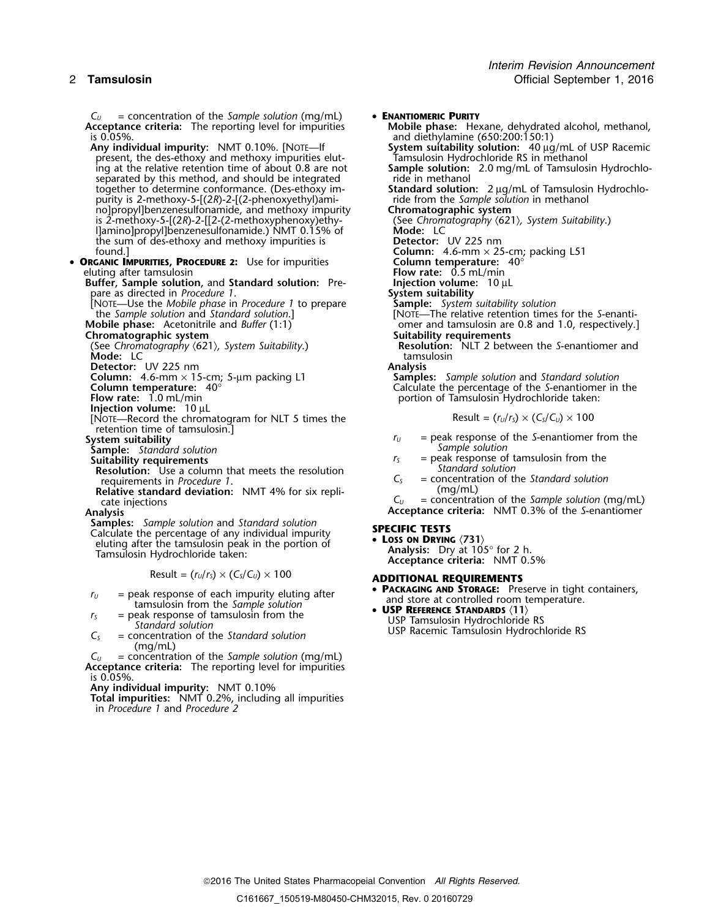$C_U$ = concentration of the *Sample solution* (mg/mL)

**Acceptance criteria:** The reporting level for impurities is 0.05%.

**Any individual impurity:** NMT 0.10%. [NOTE—If present, the des-ethoxy and methoxy impurities eluting at the relative retention time of about 0.8 are not separated by this method, and should be integrated together to determine conformance. (Des-ethoxy impurity is 2-methoxy-5-[(2*R*)-2-[(2-phenoxyethyl)amino]propyl]benzenesulfonamide, and methoxy impurity is 2-methoxy-5-[(2*R*)-2-[[2-(2-methoxyphenoxy)ethyl]amino]propyl]benzenesulfonamide.) NMT 0.15% of the sum of des-ethoxy and methoxy impurities is found.]

- **ORGANIC IMPURITIES, PROCEDURE 2:** Use for impurities eluting after tamsulosin

**Buffer, Sample solution,** and **Standard solution:** Prepare as directed in *Procedure 1*.

[NOTE—Use the *Mobile phase* in *Procedure 1* to prepare the *Sample solution* and *Standard solution*.]

**Mobile phase:** Acetonitrile and *Buffer* (1:1)

**Chromatographic system**

(See *Chromatography* ⟨621⟩, *System Suitability*.)

**Mode:** LC

**Detector:** UV 225 nm

**Column:** 4.6-mm × 15-cm; 5-µm packing L1

**Column temperature:** 40°

**Flow rate:** 1.0 mL/min

**Injection volume:** 10 µL

[NOTE—Record the chromatogram for NLT 5 times the retention time of tamsulosin.]

**System suitability**

**Sample:** *Standard solution*

**Suitability requirements**

**Resolution:** Use a column that meets the resolution requirements in *Procedure 1*.

**Relative standard deviation:** NMT 4% for six replicate injections

**Analysis**

**Samples:** *Sample solution* and *Standard solution*

Calculate the percentage of any individual impurity eluting after the tamsulosin peak in the portion of Tamsulosin Hydrochloride taken:

$$\text{Result} = (r_U/r_S) \times (C_S/C_U) \times 100$$

$r_U$ = peak response of each impurity eluting after tamsulosin from the *Sample solution*

$r_S$ = peak response of tamsulosin from the *Standard solution*

$C_S$ = concentration of the *Standard solution* (mg/mL)

$C_U$ = concentration of the *Sample solution* (mg/mL)

**Acceptance criteria:** The reporting level for impurities is 0.05%.

**Any individual impurity:** NMT 0.10%

**Total impurities:** NMT 0.2%, including all impurities in *Procedure 1* and *Procedure 2*

- **ENANTIOMERIC PURITY**

**Mobile phase:** Hexane, dehydrated alcohol, methanol, and diethylamine (650:200:150:1)

**System suitability solution:** 40 µg/mL of USP Racemic Tamsulosin Hydrochloride RS in methanol

**Sample solution:** 2.0 mg/mL of Tamsulosin Hydrochloride in methanol

**Standard solution:** 2 µg/mL of Tamsulosin Hydrochloride from the *Sample solution* in methanol

**Chromatographic system**

(See *Chromatography* ⟨621⟩, *System Suitability*.)

**Mode:** LC

**Detector:** UV 225 nm

**Column:** 4.6-mm × 25-cm; packing L51

**Column temperature:** 40°

**Flow rate:** 0.5 mL/min

**Injection volume:** 10 µL

**System suitability**

**Sample:** *System suitability solution*

[NOTE—The relative retention times for the *S*-enantiomer and tamsulosin are 0.8 and 1.0, respectively.]

**Suitability requirements**

**Resolution:** NLT 2 between the *S*-enantiomer and tamsulosin

**Analysis**

**Samples:** *Sample solution* and *Standard solution*

Calculate the percentage of the *S*-enantiomer in the portion of Tamsulosin Hydrochloride taken:

$$\text{Result} = (r_U/r_S) \times (C_S/C_U) \times 100$$

$r_U$ = peak response of the *S*-enantiomer from the *Sample solution*

$r_S$ = peak response of tamsulosin from the *Standard solution*

$C_S$ = concentration of the *Standard solution* (mg/mL)

$C_U$ = concentration of the *Sample solution* (mg/mL)

**Acceptance criteria:** NMT 0.3% of the *S*-enantiomer

## SPECIFIC TESTS

- **LOSS ON DRYING** ⟨731⟩

**Analysis:** Dry at 105° for 2 h.

**Acceptance criteria:** NMT 0.5%

## ADDITIONAL REQUIREMENTS

- **PACKAGING AND STORAGE:** Preserve in tight containers, and store at controlled room temperature.
- **USP REFERENCE STANDARDS** ⟨11⟩

USP Tamsulosin Hydrochloride RS

USP Racemic Tamsulosin Hydrochloride RS

©2016 The United States Pharmacopeial Convention *All Rights Reserved.*

C161667_150519-M80450-CHM32015, Rev. 0 20160729